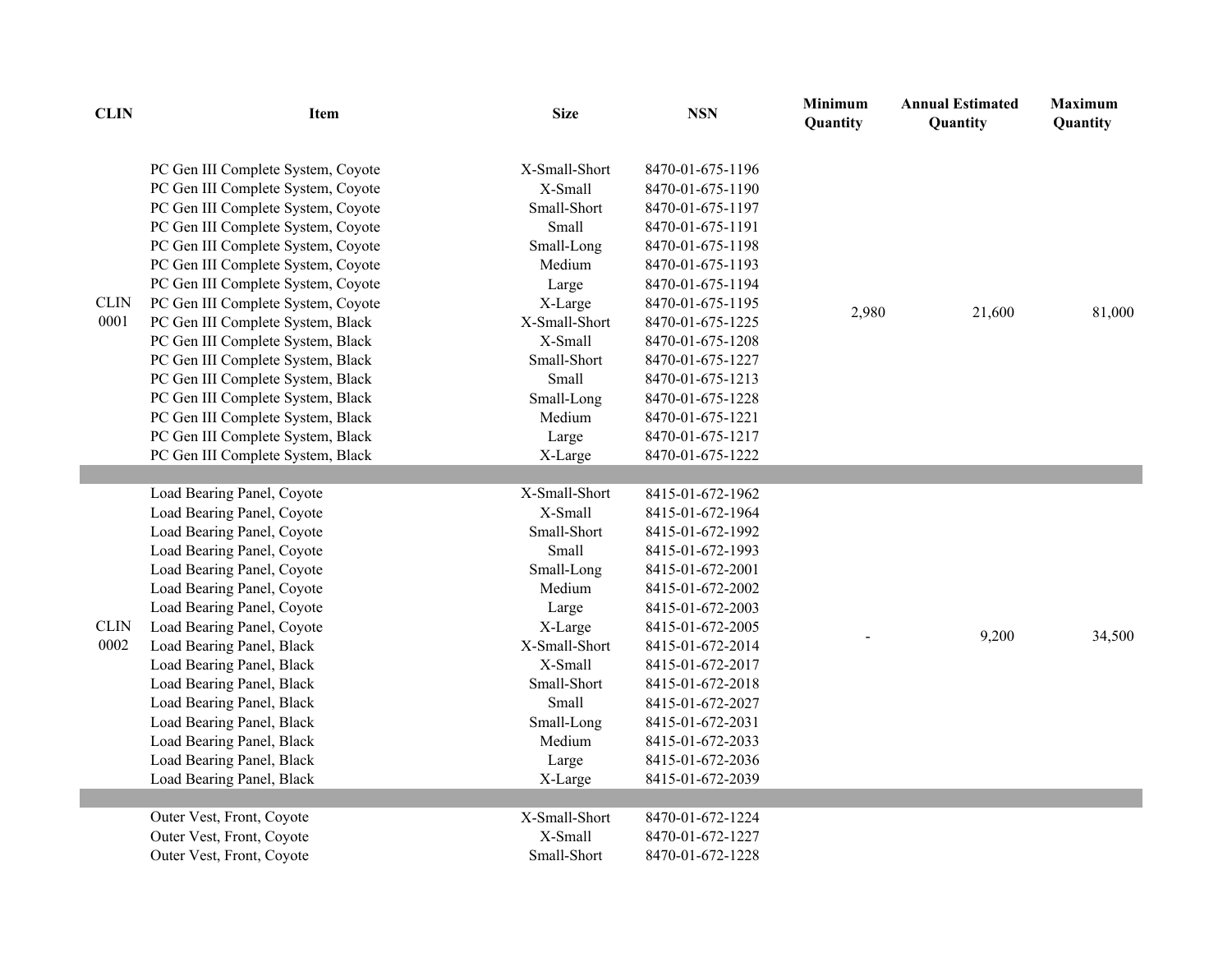| CLIN | Item | Size | NSN | Minimum Quantity | Annual Estimated Quantity | Maximum Quantity |
|---|---|---|---|---|---|---|
| CLIN 0001 | PC Gen III Complete System, Coyote | X-Small-Short | 8470-01-675-1196 | 2,980 | 21,600 | 81,000 |
| | PC Gen III Complete System, Coyote | X-Small | 8470-01-675-1190 | | | |
| | PC Gen III Complete System, Coyote | Small-Short | 8470-01-675-1197 | | | |
| | PC Gen III Complete System, Coyote | Small | 8470-01-675-1191 | | | |
| | PC Gen III Complete System, Coyote | Small-Long | 8470-01-675-1198 | | | |
| | PC Gen III Complete System, Coyote | Medium | 8470-01-675-1193 | | | |
| | PC Gen III Complete System, Coyote | Large | 8470-01-675-1194 | | | |
| | PC Gen III Complete System, Coyote | X-Large | 8470-01-675-1195 | | | |
| | PC Gen III Complete System, Black | X-Small-Short | 8470-01-675-1225 | | | |
| | PC Gen III Complete System, Black | X-Small | 8470-01-675-1208 | | | |
| | PC Gen III Complete System, Black | Small-Short | 8470-01-675-1227 | | | |
| | PC Gen III Complete System, Black | Small | 8470-01-675-1213 | | | |
| | PC Gen III Complete System, Black | Small-Long | 8470-01-675-1228 | | | |
| | PC Gen III Complete System, Black | Medium | 8470-01-675-1221 | | | |
| | PC Gen III Complete System, Black | Large | 8470-01-675-1217 | | | |
| | PC Gen III Complete System, Black | X-Large | 8470-01-675-1222 | | | |
| CLIN 0002 | Load Bearing Panel, Coyote | X-Small-Short | 8415-01-672-1962 | - | 9,200 | 34,500 |
| | Load Bearing Panel, Coyote | X-Small | 8415-01-672-1964 | | | |
| | Load Bearing Panel, Coyote | Small-Short | 8415-01-672-1992 | | | |
| | Load Bearing Panel, Coyote | Small | 8415-01-672-1993 | | | |
| | Load Bearing Panel, Coyote | Small-Long | 8415-01-672-2001 | | | |
| | Load Bearing Panel, Coyote | Medium | 8415-01-672-2002 | | | |
| | Load Bearing Panel, Coyote | Large | 8415-01-672-2003 | | | |
| | Load Bearing Panel, Coyote | X-Large | 8415-01-672-2005 | | | |
| | Load Bearing Panel, Black | X-Small-Short | 8415-01-672-2014 | | | |
| | Load Bearing Panel, Black | X-Small | 8415-01-672-2017 | | | |
| | Load Bearing Panel, Black | Small-Short | 8415-01-672-2018 | | | |
| | Load Bearing Panel, Black | Small | 8415-01-672-2027 | | | |
| | Load Bearing Panel, Black | Small-Long | 8415-01-672-2031 | | | |
| | Load Bearing Panel, Black | Medium | 8415-01-672-2033 | | | |
| | Load Bearing Panel, Black | Large | 8415-01-672-2036 | | | |
| | Load Bearing Panel, Black | X-Large | 8415-01-672-2039 | | | |
| | Outer Vest, Front, Coyote | X-Small-Short | 8470-01-672-1224 | | | |
| | Outer Vest, Front, Coyote | X-Small | 8470-01-672-1227 | | | |
| | Outer Vest, Front, Coyote | Small-Short | 8470-01-672-1228 | | | |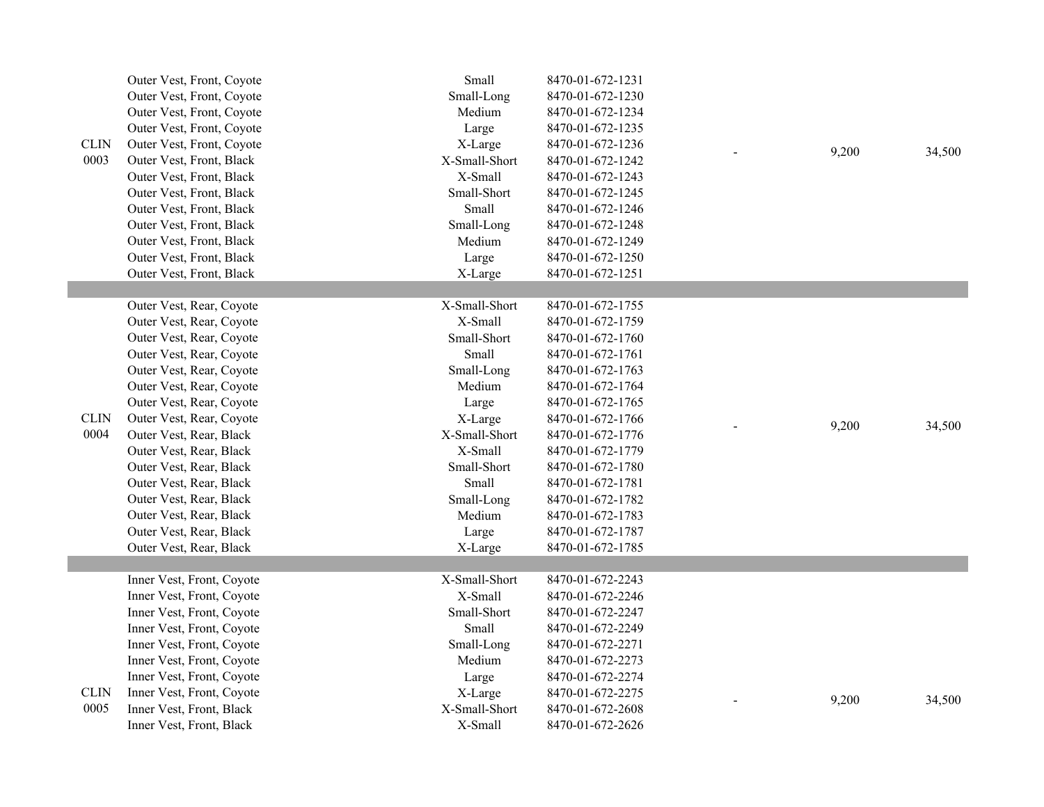| | | | | | | |
|---|---|---|---|---|---|---|
| CLIN 0003 | Outer Vest, Front, Coyote | Small | 8470-01-672-1231 | - | 9,200 | 34,500 |
| | Outer Vest, Front, Coyote | Small-Long | 8470-01-672-1230 | | | |
| | Outer Vest, Front, Coyote | Medium | 8470-01-672-1234 | | | |
| | Outer Vest, Front, Coyote | Large | 8470-01-672-1235 | | | |
| | Outer Vest, Front, Coyote | X-Large | 8470-01-672-1236 | | | |
| | Outer Vest, Front, Black | X-Small-Short | 8470-01-672-1242 | | | |
| | Outer Vest, Front, Black | X-Small | 8470-01-672-1243 | | | |
| | Outer Vest, Front, Black | Small-Short | 8470-01-672-1245 | | | |
| | Outer Vest, Front, Black | Small | 8470-01-672-1246 | | | |
| | Outer Vest, Front, Black | Small-Long | 8470-01-672-1248 | | | |
| | Outer Vest, Front, Black | Medium | 8470-01-672-1249 | | | |
| | Outer Vest, Front, Black | Large | 8470-01-672-1250 | | | |
| | Outer Vest, Front, Black | X-Large | 8470-01-672-1251 | | | |
| | | | | | | |
| CLIN 0004 | Outer Vest, Rear, Coyote | X-Small-Short | 8470-01-672-1755 | - | 9,200 | 34,500 |
| | Outer Vest, Rear, Coyote | X-Small | 8470-01-672-1759 | | | |
| | Outer Vest, Rear, Coyote | Small-Short | 8470-01-672-1760 | | | |
| | Outer Vest, Rear, Coyote | Small | 8470-01-672-1761 | | | |
| | Outer Vest, Rear, Coyote | Small-Long | 8470-01-672-1763 | | | |
| | Outer Vest, Rear, Coyote | Medium | 8470-01-672-1764 | | | |
| | Outer Vest, Rear, Coyote | Large | 8470-01-672-1765 | | | |
| | Outer Vest, Rear, Coyote | X-Large | 8470-01-672-1766 | | | |
| | Outer Vest, Rear, Black | X-Small-Short | 8470-01-672-1776 | | | |
| | Outer Vest, Rear, Black | X-Small | 8470-01-672-1779 | | | |
| | Outer Vest, Rear, Black | Small-Short | 8470-01-672-1780 | | | |
| | Outer Vest, Rear, Black | Small | 8470-01-672-1781 | | | |
| | Outer Vest, Rear, Black | Small-Long | 8470-01-672-1782 | | | |
| | Outer Vest, Rear, Black | Medium | 8470-01-672-1783 | | | |
| | Outer Vest, Rear, Black | Large | 8470-01-672-1787 | | | |
| | Outer Vest, Rear, Black | X-Large | 8470-01-672-1785 | | | |
| | | | | | | |
| CLIN 0005 | Inner Vest, Front, Coyote | X-Small-Short | 8470-01-672-2243 | - | 9,200 | 34,500 |
| | Inner Vest, Front, Coyote | X-Small | 8470-01-672-2246 | | | |
| | Inner Vest, Front, Coyote | Small-Short | 8470-01-672-2247 | | | |
| | Inner Vest, Front, Coyote | Small | 8470-01-672-2249 | | | |
| | Inner Vest, Front, Coyote | Small-Long | 8470-01-672-2271 | | | |
| | Inner Vest, Front, Coyote | Medium | 8470-01-672-2273 | | | |
| | Inner Vest, Front, Coyote | Large | 8470-01-672-2274 | | | |
| | Inner Vest, Front, Coyote | X-Large | 8470-01-672-2275 | | | |
| | Inner Vest, Front, Black | X-Small-Short | 8470-01-672-2608 | | | |
| | Inner Vest, Front, Black | X-Small | 8470-01-672-2626 | | | |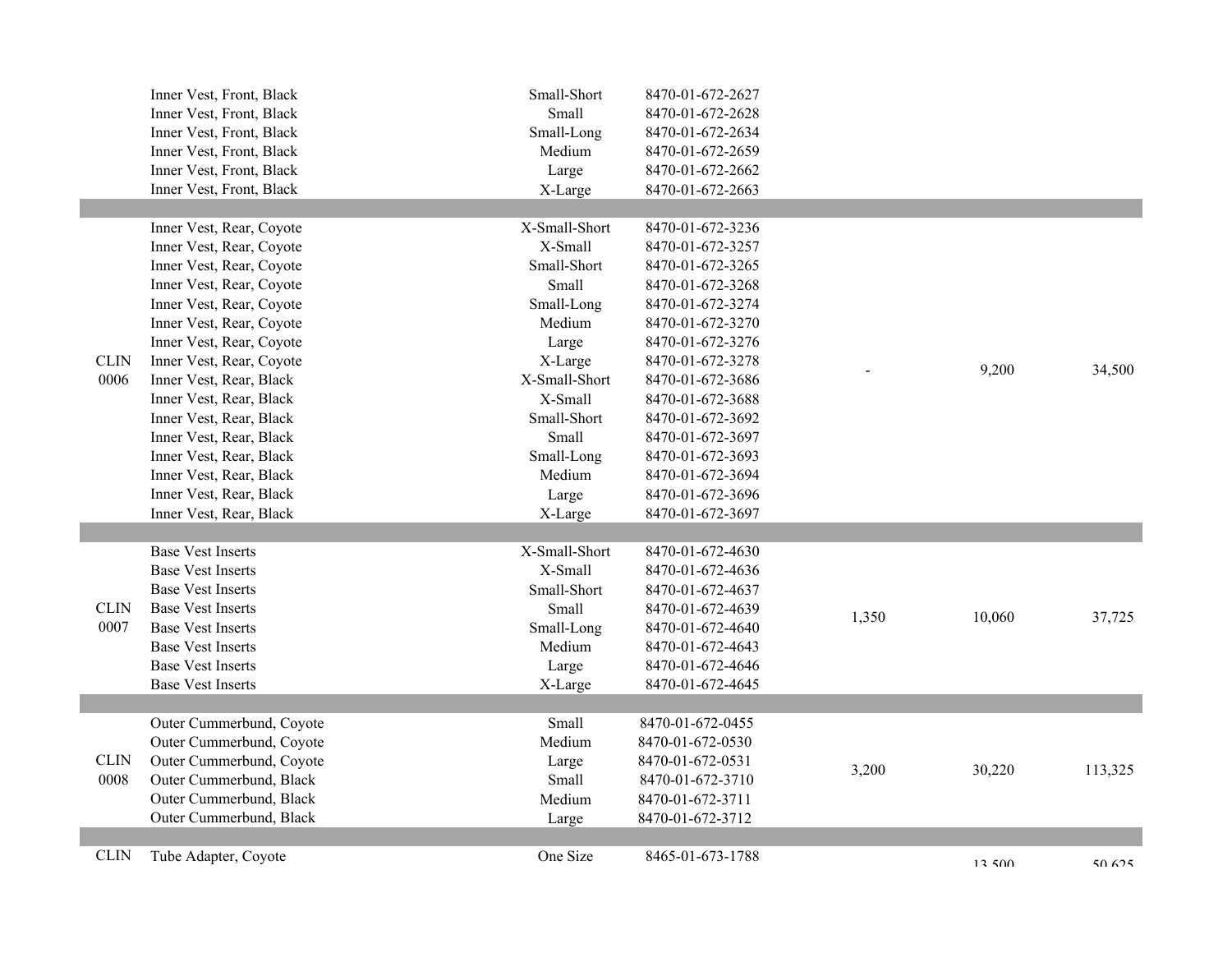| CLIN | Item | Size | NSN | | | |
|---|---|---|---|---|---|---|
| | Inner Vest, Front, Black | Small-Short | 8470-01-672-2627 | | | |
| | Inner Vest, Front, Black | Small | 8470-01-672-2628 | | | |
| | Inner Vest, Front, Black | Small-Long | 8470-01-672-2634 | | | |
| | Inner Vest, Front, Black | Medium | 8470-01-672-2659 | | | |
| | Inner Vest, Front, Black | Large | 8470-01-672-2662 | | | |
| | Inner Vest, Front, Black | X-Large | 8470-01-672-2663 | | | |
| CLIN 0006 | Inner Vest, Rear, Coyote | X-Small-Short | 8470-01-672-3236 | - | 9,200 | 34,500 |
| | Inner Vest, Rear, Coyote | X-Small | 8470-01-672-3257 | | | |
| | Inner Vest, Rear, Coyote | Small-Short | 8470-01-672-3265 | | | |
| | Inner Vest, Rear, Coyote | Small | 8470-01-672-3268 | | | |
| | Inner Vest, Rear, Coyote | Small-Long | 8470-01-672-3274 | | | |
| | Inner Vest, Rear, Coyote | Medium | 8470-01-672-3270 | | | |
| | Inner Vest, Rear, Coyote | Large | 8470-01-672-3276 | | | |
| | Inner Vest, Rear, Coyote | X-Large | 8470-01-672-3278 | | | |
| | Inner Vest, Rear, Black | X-Small-Short | 8470-01-672-3686 | | | |
| | Inner Vest, Rear, Black | X-Small | 8470-01-672-3688 | | | |
| | Inner Vest, Rear, Black | Small-Short | 8470-01-672-3692 | | | |
| | Inner Vest, Rear, Black | Small | 8470-01-672-3697 | | | |
| | Inner Vest, Rear, Black | Small-Long | 8470-01-672-3693 | | | |
| | Inner Vest, Rear, Black | Medium | 8470-01-672-3694 | | | |
| | Inner Vest, Rear, Black | Large | 8470-01-672-3696 | | | |
| | Inner Vest, Rear, Black | X-Large | 8470-01-672-3697 | | | |
| CLIN 0007 | Base Vest Inserts | X-Small-Short | 8470-01-672-4630 | 1,350 | 10,060 | 37,725 |
| | Base Vest Inserts | X-Small | 8470-01-672-4636 | | | |
| | Base Vest Inserts | Small-Short | 8470-01-672-4637 | | | |
| | Base Vest Inserts | Small | 8470-01-672-4639 | | | |
| | Base Vest Inserts | Small-Long | 8470-01-672-4640 | | | |
| | Base Vest Inserts | Medium | 8470-01-672-4643 | | | |
| | Base Vest Inserts | Large | 8470-01-672-4646 | | | |
| | Base Vest Inserts | X-Large | 8470-01-672-4645 | | | |
| CLIN 0008 | Outer Cummerbund, Coyote | Small | 8470-01-672-0455 | 3,200 | 30,220 | 113,325 |
| | Outer Cummerbund, Coyote | Medium | 8470-01-672-0530 | | | |
| | Outer Cummerbund, Coyote | Large | 8470-01-672-0531 | | | |
| | Outer Cummerbund, Black | Small | 8470-01-672-3710 | | | |
| | Outer Cummerbund, Black | Medium | 8470-01-672-3711 | | | |
| | Outer Cummerbund, Black | Large | 8470-01-672-3712 | | | |
| CLIN | Tube Adapter, Coyote | One Size | 8465-01-673-1788 | | 13,500 | 50,625 |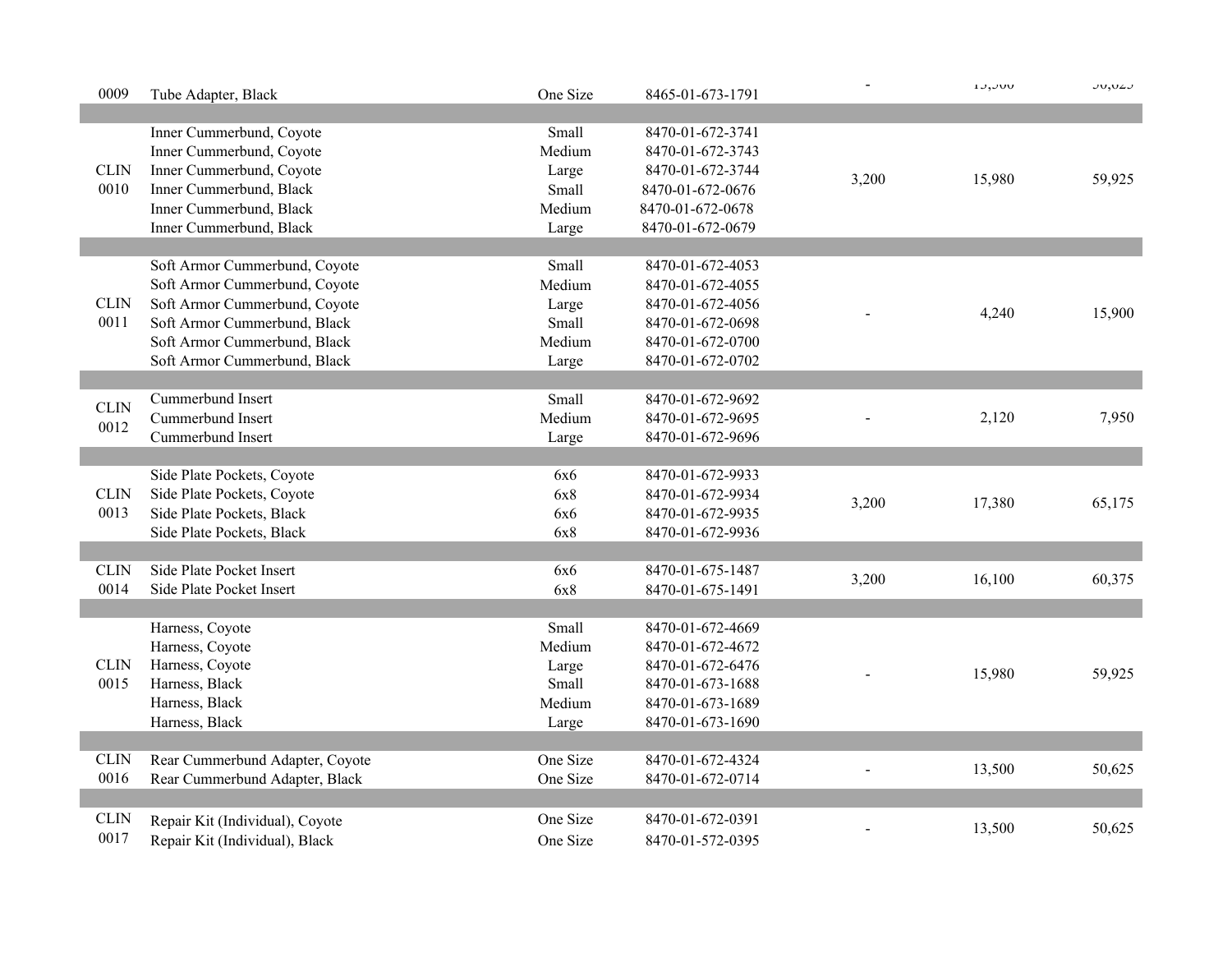| | | | | | | |
|---|---|---|---|---|---|---|
| 0009 | Tube Adapter, Black | One Size | 8465-01-673-1791 | - | 13,500 | 50,625 |
| | | | | | | |
| CLIN 0010 | Inner Cummerbund, Coyote | Small | 8470-01-672-3741 | 3,200 | 15,980 | 59,925 |
| | Inner Cummerbund, Coyote | Medium | 8470-01-672-3743 | | | |
| | Inner Cummerbund, Coyote | Large | 8470-01-672-3744 | | | |
| | Inner Cummerbund, Black | Small | 8470-01-672-0676 | | | |
| | Inner Cummerbund, Black | Medium | 8470-01-672-0678 | | | |
| | Inner Cummerbund, Black | Large | 8470-01-672-0679 | | | |
| | | | | | | |
| CLIN 0011 | Soft Armor Cummerbund, Coyote | Small | 8470-01-672-4053 | - | 4,240 | 15,900 |
| | Soft Armor Cummerbund, Coyote | Medium | 8470-01-672-4055 | | | |
| | Soft Armor Cummerbund, Coyote | Large | 8470-01-672-4056 | | | |
| | Soft Armor Cummerbund, Black | Small | 8470-01-672-0698 | | | |
| | Soft Armor Cummerbund, Black | Medium | 8470-01-672-0700 | | | |
| | Soft Armor Cummerbund, Black | Large | 8470-01-672-0702 | | | |
| | | | | | | |
| CLIN 0012 | Cummerbund Insert | Small | 8470-01-672-9692 | - | 2,120 | 7,950 |
| | Cummerbund Insert | Medium | 8470-01-672-9695 | | | |
| | Cummerbund Insert | Large | 8470-01-672-9696 | | | |
| | | | | | | |
| CLIN 0013 | Side Plate Pockets, Coyote | 6x6 | 8470-01-672-9933 | 3,200 | 17,380 | 65,175 |
| | Side Plate Pockets, Coyote | 6x8 | 8470-01-672-9934 | | | |
| | Side Plate Pockets, Black | 6x6 | 8470-01-672-9935 | | | |
| | Side Plate Pockets, Black | 6x8 | 8470-01-672-9936 | | | |
| | | | | | | |
| CLIN 0014 | Side Plate Pocket Insert | 6x6 | 8470-01-675-1487 | 3,200 | 16,100 | 60,375 |
| | Side Plate Pocket Insert | 6x8 | 8470-01-675-1491 | | | |
| | | | | | | |
| CLIN 0015 | Harness, Coyote | Small | 8470-01-672-4669 | - | 15,980 | 59,925 |
| | Harness, Coyote | Medium | 8470-01-672-4672 | | | |
| | Harness, Coyote | Large | 8470-01-672-6476 | | | |
| | Harness, Black | Small | 8470-01-673-1688 | | | |
| | Harness, Black | Medium | 8470-01-673-1689 | | | |
| | Harness, Black | Large | 8470-01-673-1690 | | | |
| | | | | | | |
| CLIN 0016 | Rear Cummerbund Adapter, Coyote | One Size | 8470-01-672-4324 | - | 13,500 | 50,625 |
| | Rear Cummerbund Adapter, Black | One Size | 8470-01-672-0714 | | | |
| | | | | | | |
| CLIN 0017 | Repair Kit (Individual), Coyote | One Size | 8470-01-672-0391 | - | 13,500 | 50,625 |
| | Repair Kit (Individual), Black | One Size | 8470-01-572-0395 | | | |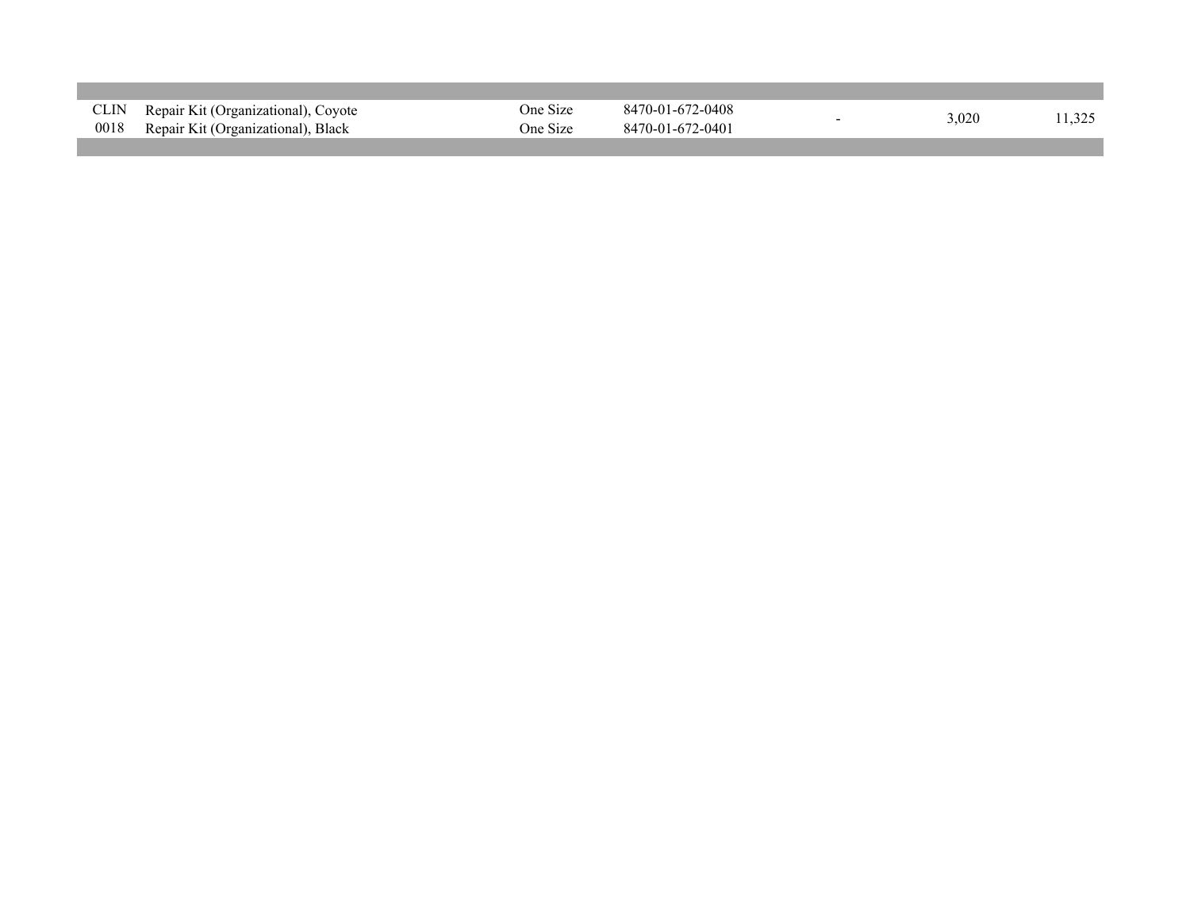| | | | | | | |
|---|---|---|---|---|---|---|
| CLIN 0018 | Repair Kit (Organizational), Coyote | One Size | 8470-01-672-0408 | - | 3,020 | 11,325 |
| | Repair Kit (Organizational), Black | One Size | 8470-01-672-0401 | | | |